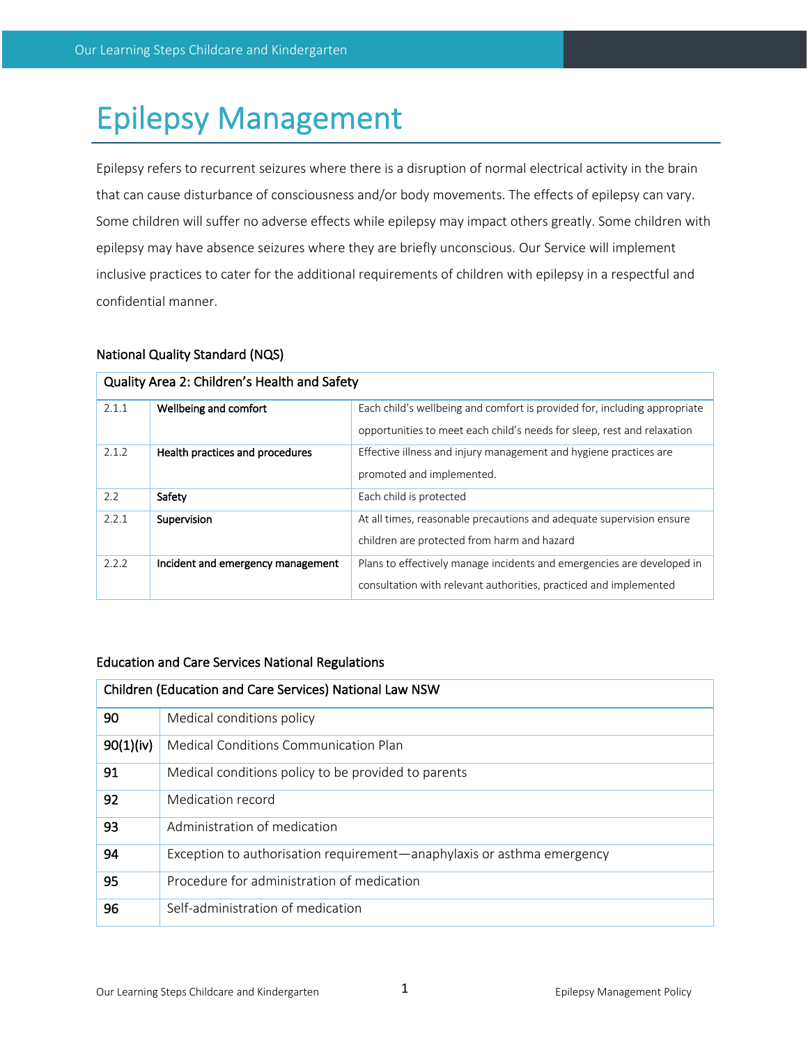# Epilepsy Management

Epilepsy refers to recurrent seizures where there is a disruption of normal electrical activity in the brain that can cause disturbance of consciousness and/or body movements. The effects of epilepsy can vary. Some children will suffer no adverse effects while epilepsy may impact others greatly. Some children with epilepsy may have absence seizures where they are briefly unconscious. Our Service will implement inclusive practices to cater for the additional requirements of children with epilepsy in a respectful and confidential manner.

### National Quality Standard (NQS)

| Quality Area 2: Children's Health and Safety | | |
|---|---|---|
| 2.1.1 | **Wellbeing and comfort** | Each child's wellbeing and comfort is provided for, including appropriate opportunities to meet each child's needs for sleep, rest and relaxation |
| 2.1.2 | **Health practices and procedures** | Effective illness and injury management and hygiene practices are promoted and implemented. |
| 2.2 | **Safety** | Each child is protected |
| 2.2.1 | **Supervision** | At all times, reasonable precautions and adequate supervision ensure children are protected from harm and hazard |
| 2.2.2 | **Incident and emergency management** | Plans to effectively manage incidents and emergencies are developed in consultation with relevant authorities, practiced and implemented |

### Education and Care Services National Regulations

| Children (Education and Care Services) National Law NSW | |
|---|---|
| 90 | Medical conditions policy |
| 90(1)(iv) | Medical Conditions Communication Plan |
| 91 | Medical conditions policy to be provided to parents |
| 92 | Medication record |
| 93 | Administration of medication |
| 94 | Exception to authorisation requirement—anaphylaxis or asthma emergency |
| 95 | Procedure for administration of medication |
| 96 | Self-administration of medication |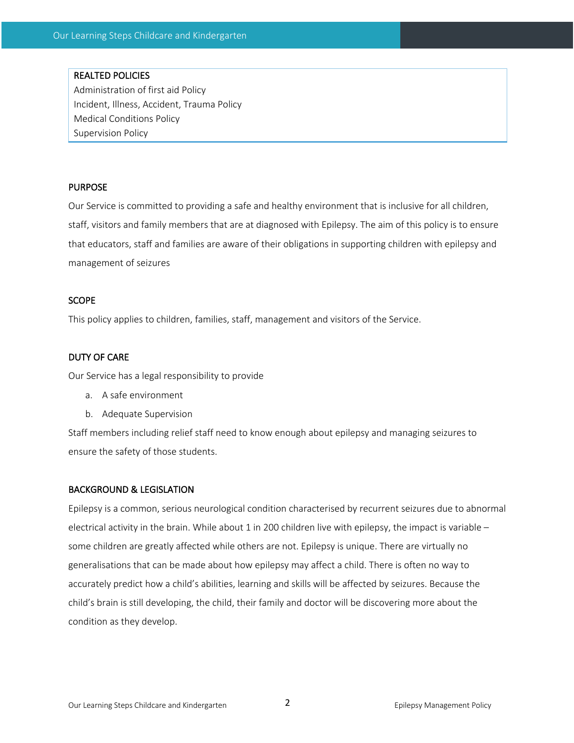REALTED POLICIES

Administration of first aid Policy
Incident, Illness, Accident, Trauma Policy
Medical Conditions Policy
Supervision Policy

## PURPOSE

Our Service is committed to providing a safe and healthy environment that is inclusive for all children, staff, visitors and family members that are at diagnosed with Epilepsy. The aim of this policy is to ensure that educators, staff and families are aware of their obligations in supporting children with epilepsy and management of seizures

## SCOPE

This policy applies to children, families, staff, management and visitors of the Service.

## DUTY OF CARE

Our Service has a legal responsibility to provide

a. A safe environment
b. Adequate Supervision

Staff members including relief staff need to know enough about epilepsy and managing seizures to ensure the safety of those students.

## BACKGROUND & LEGISLATION

Epilepsy is a common, serious neurological condition characterised by recurrent seizures due to abnormal electrical activity in the brain. While about 1 in 200 children live with epilepsy, the impact is variable – some children are greatly affected while others are not. Epilepsy is unique. There are virtually no generalisations that can be made about how epilepsy may affect a child. There is often no way to accurately predict how a child's abilities, learning and skills will be affected by seizures. Because the child's brain is still developing, the child, their family and doctor will be discovering more about the condition as they develop.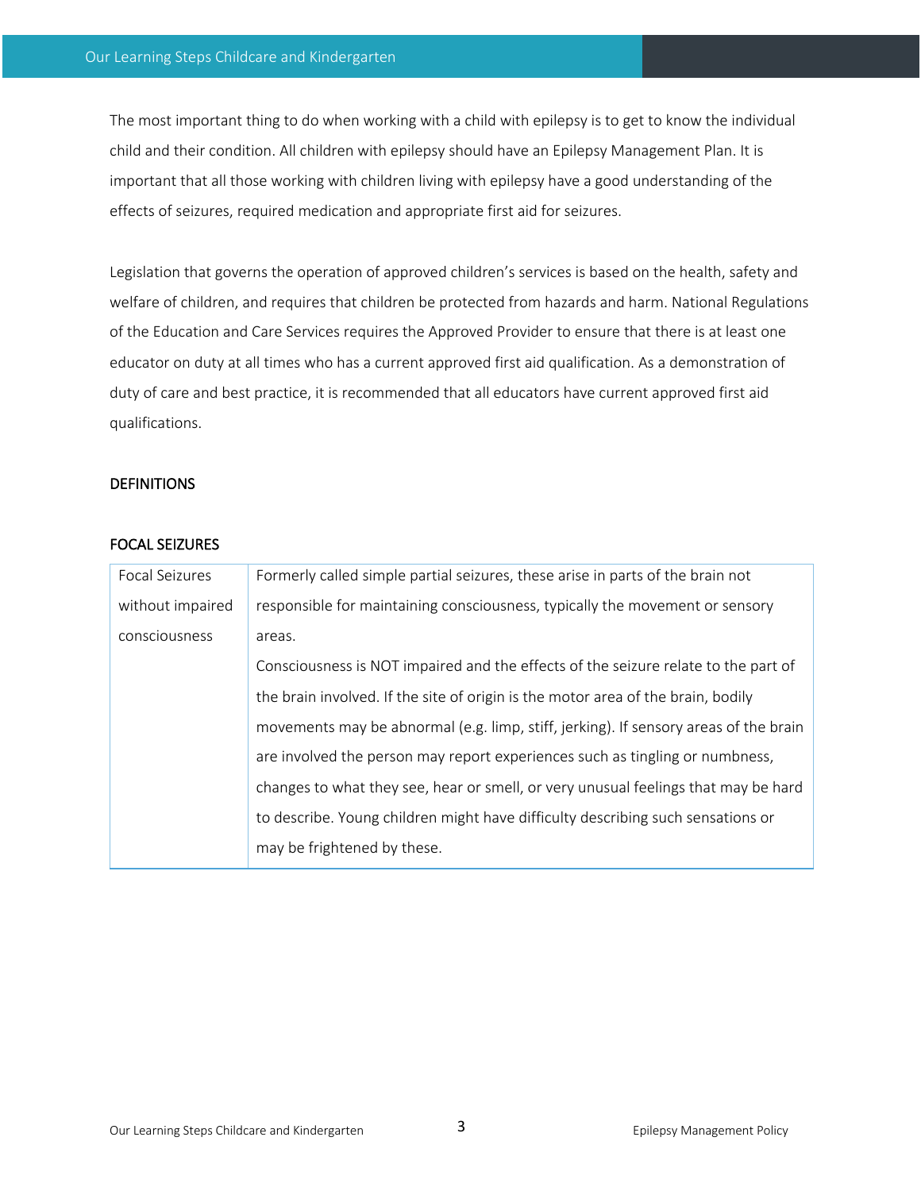The most important thing to do when working with a child with epilepsy is to get to know the individual child and their condition. All children with epilepsy should have an Epilepsy Management Plan. It is important that all those working with children living with epilepsy have a good understanding of the effects of seizures, required medication and appropriate first aid for seizures.

Legislation that governs the operation of approved children's services is based on the health, safety and welfare of children, and requires that children be protected from hazards and harm. National Regulations of the Education and Care Services requires the Approved Provider to ensure that there is at least one educator on duty at all times who has a current approved first aid qualification. As a demonstration of duty of care and best practice, it is recommended that all educators have current approved first aid qualifications.

## DEFINITIONS

### FOCAL SEIZURES

| | |
|---|---|
| Focal Seizures without impaired consciousness | Formerly called simple partial seizures, these arise in parts of the brain not responsible for maintaining consciousness, typically the movement or sensory areas.<br>Consciousness is NOT impaired and the effects of the seizure relate to the part of the brain involved. If the site of origin is the motor area of the brain, bodily movements may be abnormal (e.g. limp, stiff, jerking). If sensory areas of the brain are involved the person may report experiences such as tingling or numbness, changes to what they see, hear or smell, or very unusual feelings that may be hard to describe. Young children might have difficulty describing such sensations or may be frightened by these. |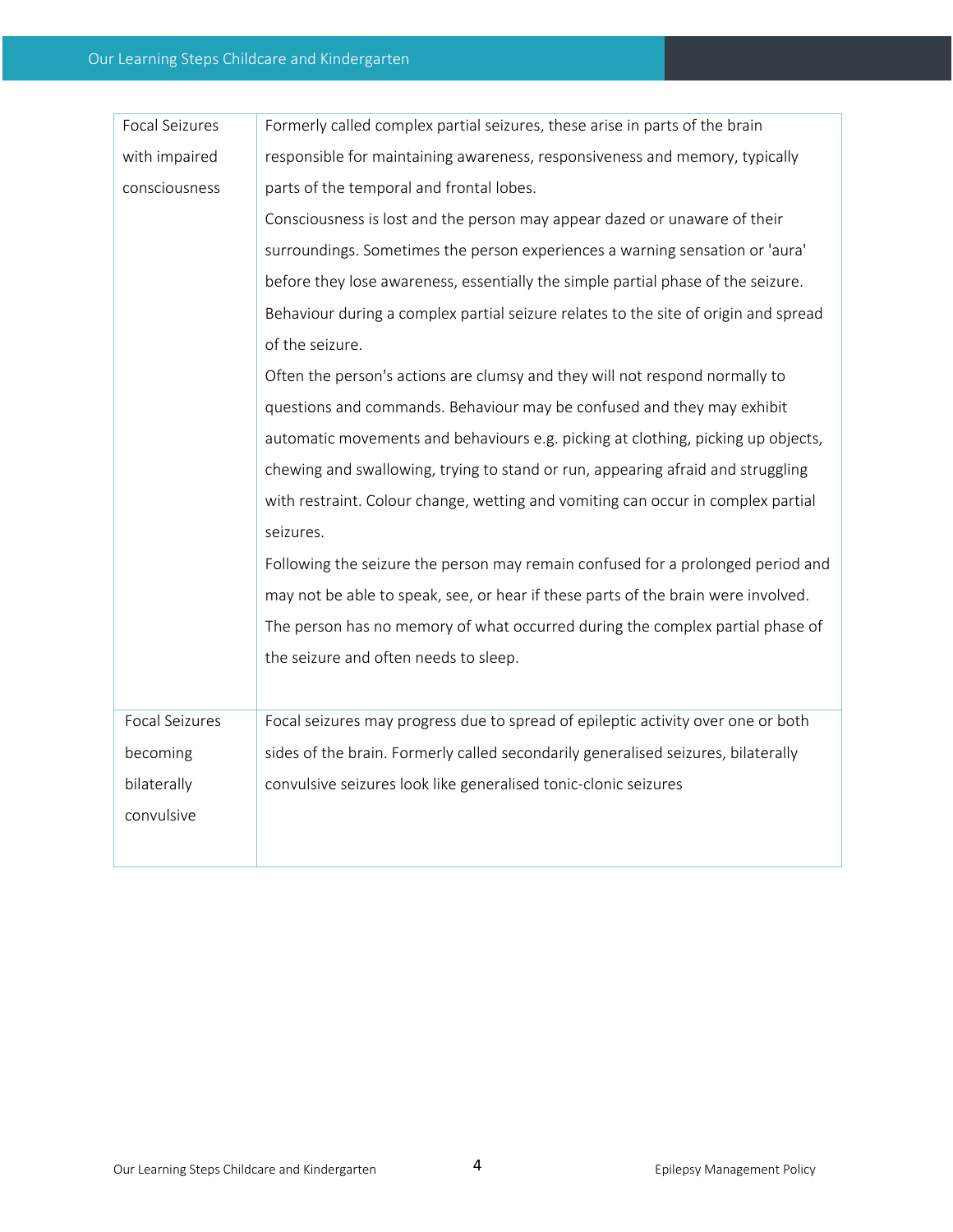| | |
|---|---|
| Focal Seizures with impaired consciousness | Formerly called complex partial seizures, these arise in parts of the brain responsible for maintaining awareness, responsiveness and memory, typically parts of the temporal and frontal lobes.<br>Consciousness is lost and the person may appear dazed or unaware of their surroundings. Sometimes the person experiences a warning sensation or 'aura' before they lose awareness, essentially the simple partial phase of the seizure. Behaviour during a complex partial seizure relates to the site of origin and spread of the seizure.<br>Often the person's actions are clumsy and they will not respond normally to questions and commands. Behaviour may be confused and they may exhibit automatic movements and behaviours e.g. picking at clothing, picking up objects, chewing and swallowing, trying to stand or run, appearing afraid and struggling with restraint. Colour change, wetting and vomiting can occur in complex partial seizures.<br>Following the seizure the person may remain confused for a prolonged period and may not be able to speak, see, or hear if these parts of the brain were involved. The person has no memory of what occurred during the complex partial phase of the seizure and often needs to sleep. |
| Focal Seizures becoming bilaterally convulsive | Focal seizures may progress due to spread of epileptic activity over one or both sides of the brain. Formerly called secondarily generalised seizures, bilaterally convulsive seizures look like generalised tonic-clonic seizures |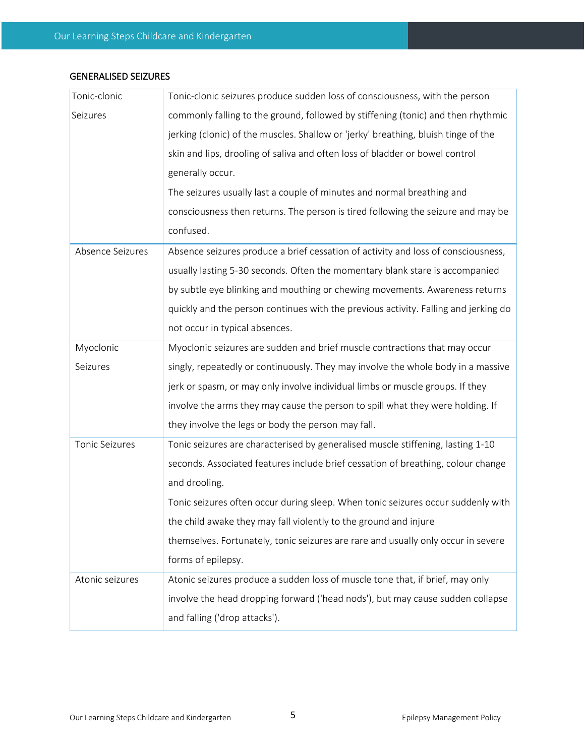## GENERALISED SEIZURES

| | |
|---|---|
| Tonic-clonic Seizures | Tonic-clonic seizures produce sudden loss of consciousness, with the person commonly falling to the ground, followed by stiffening (tonic) and then rhythmic jerking (clonic) of the muscles. Shallow or 'jerky' breathing, bluish tinge of the skin and lips, drooling of saliva and often loss of bladder or bowel control generally occur.<br>The seizures usually last a couple of minutes and normal breathing and consciousness then returns. The person is tired following the seizure and may be confused. |
| Absence Seizures | Absence seizures produce a brief cessation of activity and loss of consciousness, usually lasting 5-30 seconds. Often the momentary blank stare is accompanied by subtle eye blinking and mouthing or chewing movements. Awareness returns quickly and the person continues with the previous activity. Falling and jerking do not occur in typical absences. |
| Myoclonic Seizures | Myoclonic seizures are sudden and brief muscle contractions that may occur singly, repeatedly or continuously. They may involve the whole body in a massive jerk or spasm, or may only involve individual limbs or muscle groups. If they involve the arms they may cause the person to spill what they were holding. If they involve the legs or body the person may fall. |
| Tonic Seizures | Tonic seizures are characterised by generalised muscle stiffening, lasting 1-10 seconds. Associated features include brief cessation of breathing, colour change and drooling.<br>Tonic seizures often occur during sleep. When tonic seizures occur suddenly with the child awake they may fall violently to the ground and injure themselves. Fortunately, tonic seizures are rare and usually only occur in severe forms of epilepsy. |
| Atonic seizures | Atonic seizures produce a sudden loss of muscle tone that, if brief, may only involve the head dropping forward ('head nods'), but may cause sudden collapse and falling ('drop attacks'). |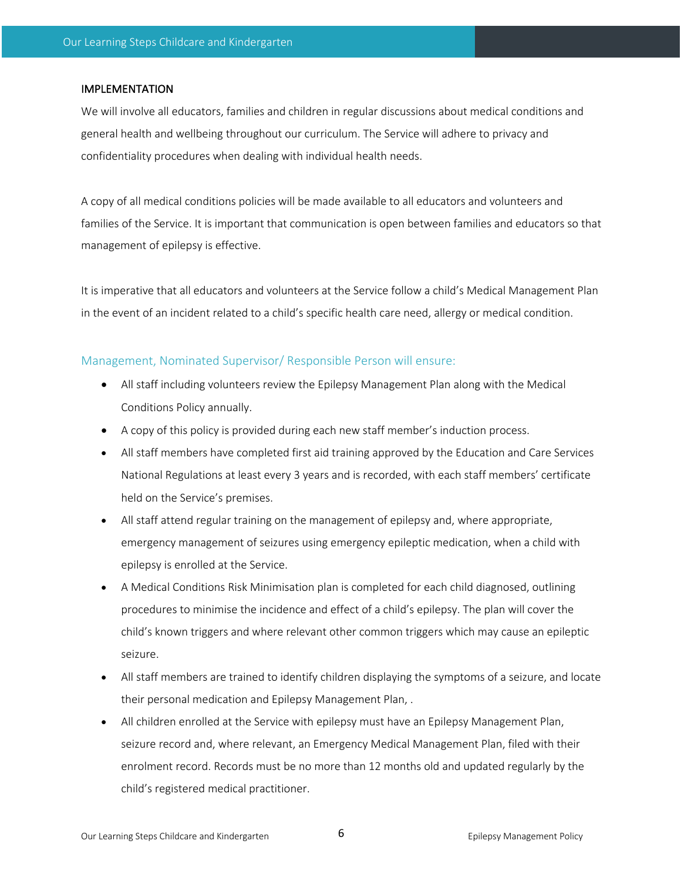### IMPLEMENTATION

We will involve all educators, families and children in regular discussions about medical conditions and general health and wellbeing throughout our curriculum. The Service will adhere to privacy and confidentiality procedures when dealing with individual health needs.

A copy of all medical conditions policies will be made available to all educators and volunteers and families of the Service. It is important that communication is open between families and educators so that management of epilepsy is effective.

It is imperative that all educators and volunteers at the Service follow a child's Medical Management Plan in the event of an incident related to a child's specific health care need, allergy or medical condition.

#### Management, Nominated Supervisor/ Responsible Person will ensure:

- All staff including volunteers review the Epilepsy Management Plan along with the Medical Conditions Policy annually.
- A copy of this policy is provided during each new staff member's induction process.
- All staff members have completed first aid training approved by the Education and Care Services National Regulations at least every 3 years and is recorded, with each staff members' certificate held on the Service's premises.
- All staff attend regular training on the management of epilepsy and, where appropriate, emergency management of seizures using emergency epileptic medication, when a child with epilepsy is enrolled at the Service.
- A Medical Conditions Risk Minimisation plan is completed for each child diagnosed, outlining procedures to minimise the incidence and effect of a child's epilepsy. The plan will cover the child's known triggers and where relevant other common triggers which may cause an epileptic seizure.
- All staff members are trained to identify children displaying the symptoms of a seizure, and locate their personal medication and Epilepsy Management Plan, .
- All children enrolled at the Service with epilepsy must have an Epilepsy Management Plan, seizure record and, where relevant, an Emergency Medical Management Plan, filed with their enrolment record. Records must be no more than 12 months old and updated regularly by the child's registered medical practitioner.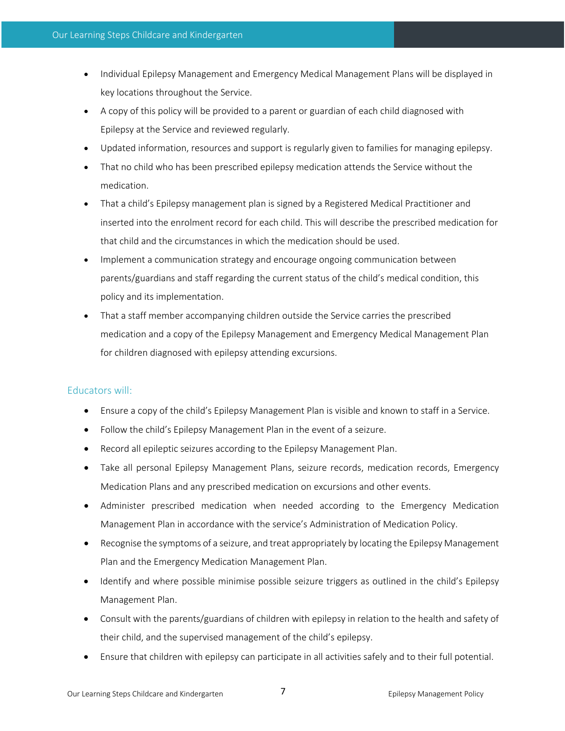- Individual Epilepsy Management and Emergency Medical Management Plans will be displayed in key locations throughout the Service.
- A copy of this policy will be provided to a parent or guardian of each child diagnosed with Epilepsy at the Service and reviewed regularly.
- Updated information, resources and support is regularly given to families for managing epilepsy.
- That no child who has been prescribed epilepsy medication attends the Service without the medication.
- That a child's Epilepsy management plan is signed by a Registered Medical Practitioner and inserted into the enrolment record for each child. This will describe the prescribed medication for that child and the circumstances in which the medication should be used.
- Implement a communication strategy and encourage ongoing communication between parents/guardians and staff regarding the current status of the child's medical condition, this policy and its implementation.
- That a staff member accompanying children outside the Service carries the prescribed medication and a copy of the Epilepsy Management and Emergency Medical Management Plan for children diagnosed with epilepsy attending excursions.

### Educators will:

- Ensure a copy of the child's Epilepsy Management Plan is visible and known to staff in a Service.
- Follow the child's Epilepsy Management Plan in the event of a seizure.
- Record all epileptic seizures according to the Epilepsy Management Plan.
- Take all personal Epilepsy Management Plans, seizure records, medication records, Emergency Medication Plans and any prescribed medication on excursions and other events.
- Administer prescribed medication when needed according to the Emergency Medication Management Plan in accordance with the service's Administration of Medication Policy.
- Recognise the symptoms of a seizure, and treat appropriately by locating the Epilepsy Management Plan and the Emergency Medication Management Plan.
- Identify and where possible minimise possible seizure triggers as outlined in the child's Epilepsy Management Plan.
- Consult with the parents/guardians of children with epilepsy in relation to the health and safety of their child, and the supervised management of the child's epilepsy.
- Ensure that children with epilepsy can participate in all activities safely and to their full potential.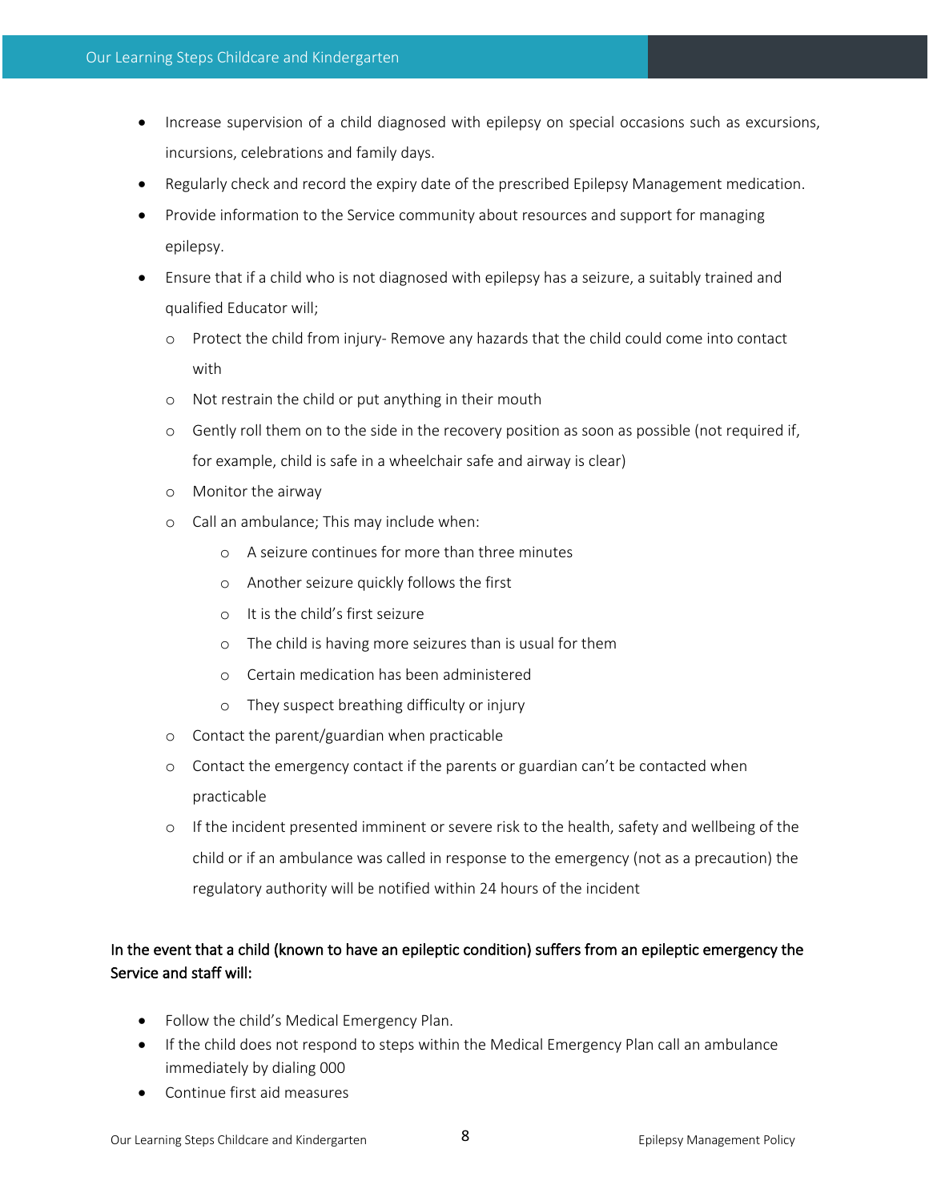- Increase supervision of a child diagnosed with epilepsy on special occasions such as excursions, incursions, celebrations and family days.
- Regularly check and record the expiry date of the prescribed Epilepsy Management medication.
- Provide information to the Service community about resources and support for managing epilepsy.
- Ensure that if a child who is not diagnosed with epilepsy has a seizure, a suitably trained and qualified Educator will;
  - Protect the child from injury- Remove any hazards that the child could come into contact with
  - Not restrain the child or put anything in their mouth
  - Gently roll them on to the side in the recovery position as soon as possible (not required if, for example, child is safe in a wheelchair safe and airway is clear)
  - Monitor the airway
  - Call an ambulance; This may include when:
    - A seizure continues for more than three minutes
    - Another seizure quickly follows the first
    - It is the child's first seizure
    - The child is having more seizures than is usual for them
    - Certain medication has been administered
    - They suspect breathing difficulty or injury
  - Contact the parent/guardian when practicable
  - Contact the emergency contact if the parents or guardian can't be contacted when practicable
  - If the incident presented imminent or severe risk to the health, safety and wellbeing of the child or if an ambulance was called in response to the emergency (not as a precaution) the regulatory authority will be notified within 24 hours of the incident

**In the event that a child (known to have an epileptic condition) suffers from an epileptic emergency the Service and staff will:**

- Follow the child's Medical Emergency Plan.
- If the child does not respond to steps within the Medical Emergency Plan call an ambulance immediately by dialing 000
- Continue first aid measures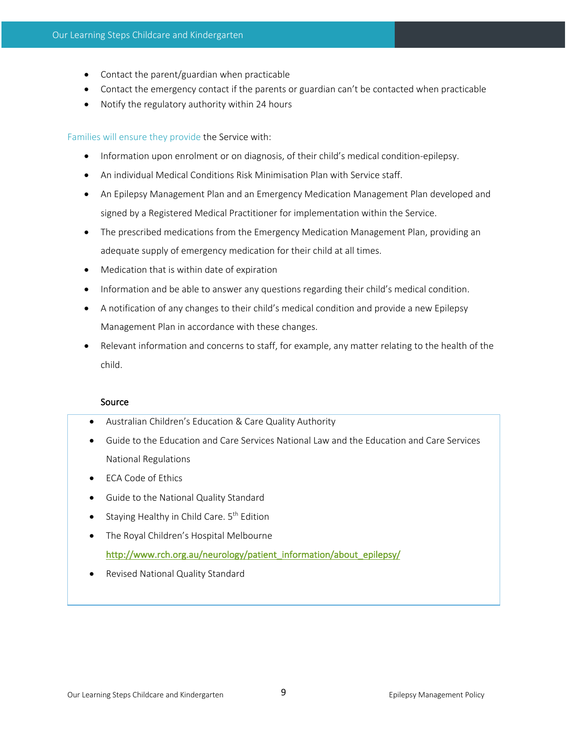- Contact the parent/guardian when practicable
- Contact the emergency contact if the parents or guardian can't be contacted when practicable
- Notify the regulatory authority within 24 hours

Families will ensure they provide the Service with:

- Information upon enrolment or on diagnosis, of their child's medical condition-epilepsy.
- An individual Medical Conditions Risk Minimisation Plan with Service staff.
- An Epilepsy Management Plan and an Emergency Medication Management Plan developed and signed by a Registered Medical Practitioner for implementation within the Service.
- The prescribed medications from the Emergency Medication Management Plan, providing an adequate supply of emergency medication for their child at all times.
- Medication that is within date of expiration
- Information and be able to answer any questions regarding their child's medical condition.
- A notification of any changes to their child's medical condition and provide a new Epilepsy Management Plan in accordance with these changes.
- Relevant information and concerns to staff, for example, any matter relating to the health of the child.

### Source

- Australian Children's Education & Care Quality Authority
- Guide to the Education and Care Services National Law and the Education and Care Services National Regulations
- ECA Code of Ethics
- Guide to the National Quality Standard
- Staying Healthy in Child Care. 5th Edition
- The Royal Children's Hospital Melbourne
  http://www.rch.org.au/neurology/patient_information/about_epilepsy/
- Revised National Quality Standard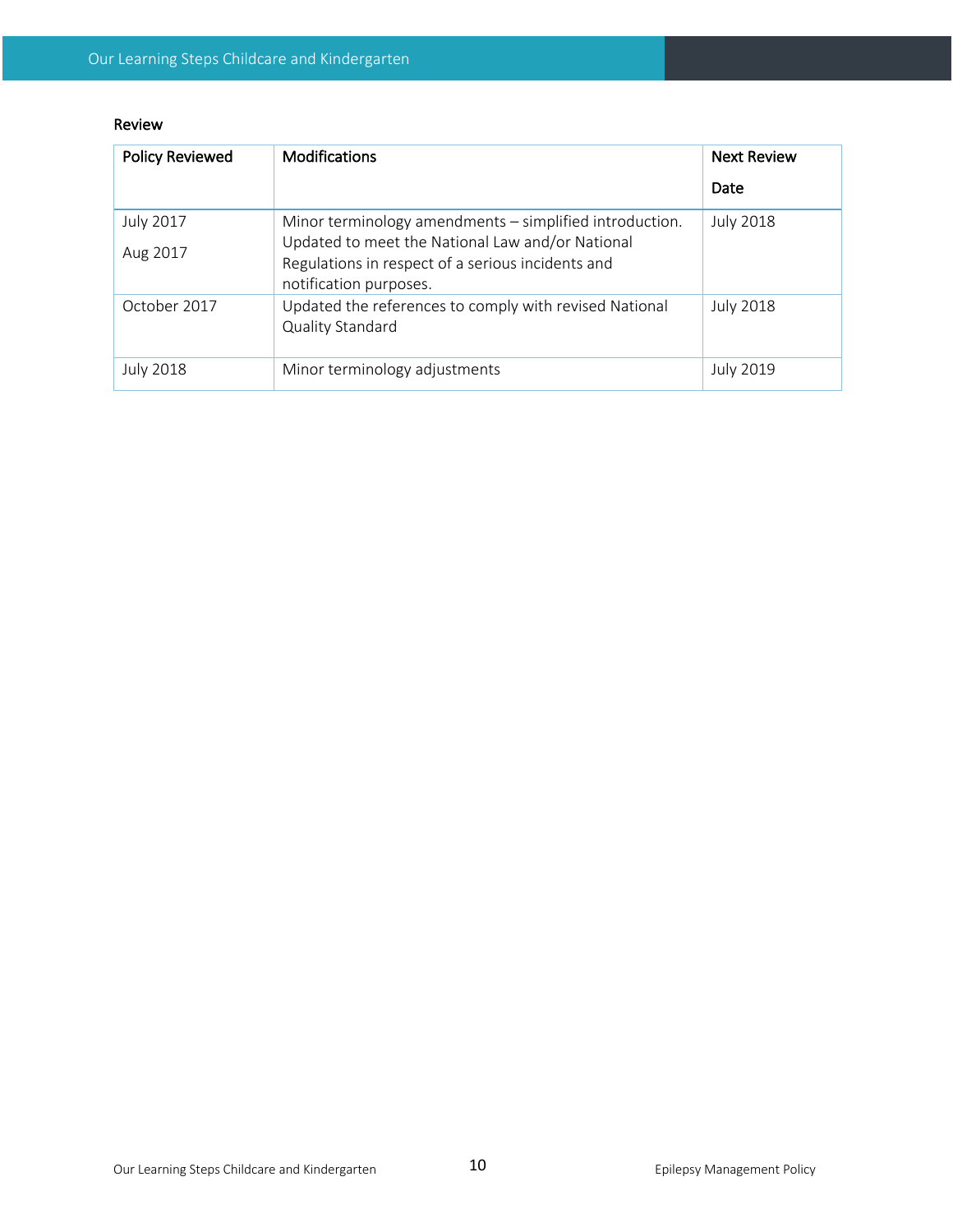## Review

| Policy Reviewed | Modifications | Next Review Date |
|---|---|---|
| July 2017<br>Aug 2017 | Minor terminology amendments – simplified introduction. Updated to meet the National Law and/or National Regulations in respect of a serious incidents and notification purposes. | July 2018 |
| October 2017 | Updated the references to comply with revised National Quality Standard | July 2018 |
| July 2018 | Minor terminology adjustments | July 2019 |